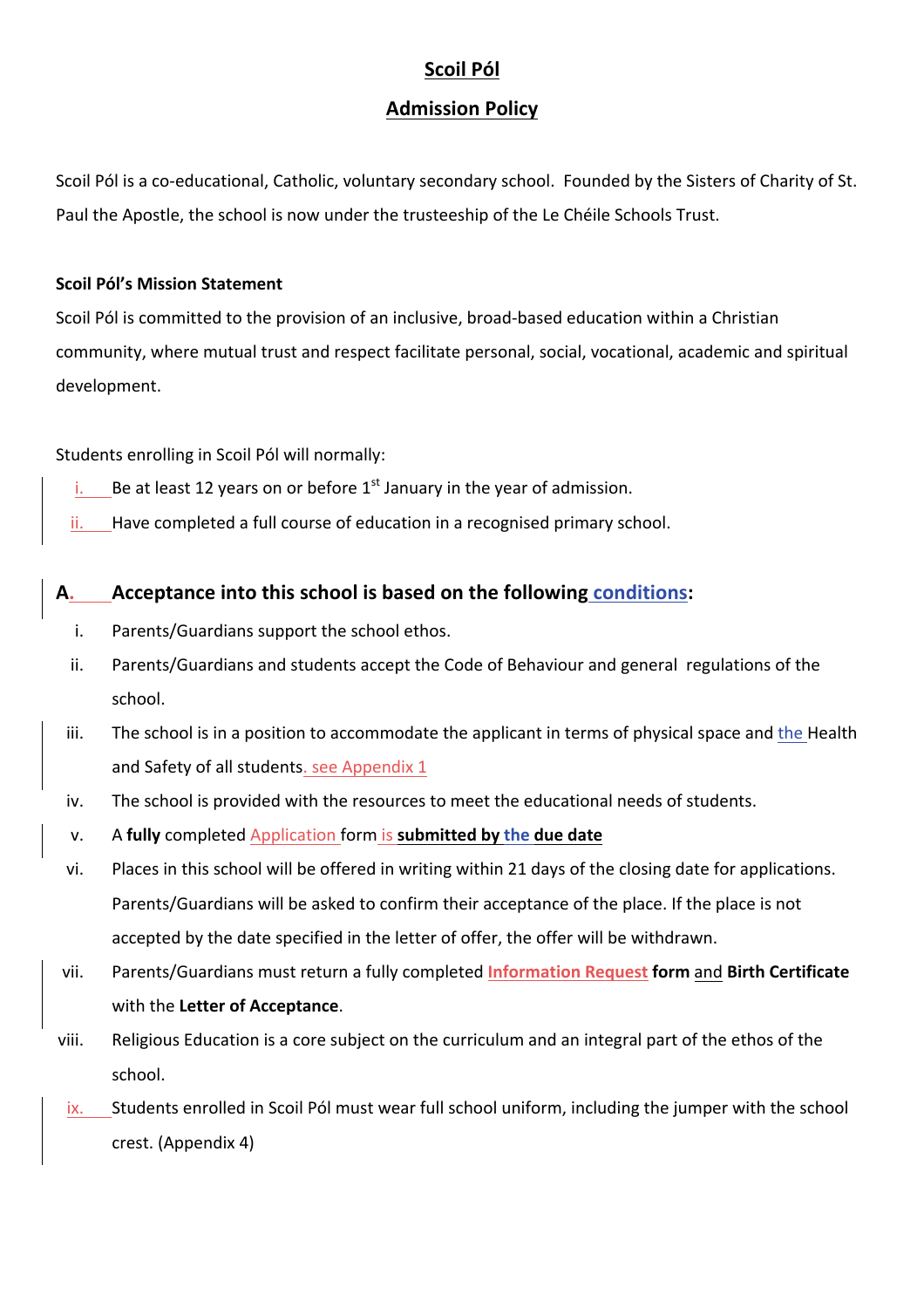# Scoil Pól

## Admission Policy

Scoil Pól is a co-educational, Catholic, voluntary secondary school. Founded by the Sisters of Charity of St. Paul the Apostle, the school is now under the trusteeship of the Le Chéile Schools Trust.

**Scoil Pól's Mission Statement**

Scoil Pól is committed to the provision of an inclusive, broad-based education within a Christian community, where mutual trust and respect facilitate personal, social, vocational, academic and spiritual development.

Students enrolling in Scoil Pól will normally:

i. Be at least 12 years on or before 1st January in the year of admission.

ii. Have completed a full course of education in a recognised primary school.

### A. Acceptance into this school is based on the following conditions:

i. Parents/Guardians support the school ethos.

ii. Parents/Guardians and students accept the Code of Behaviour and general regulations of the school.

iii. The school is in a position to accommodate the applicant in terms of physical space and the Health and Safety of all students. see Appendix 1

iv. The school is provided with the resources to meet the educational needs of students.

v. A **fully** completed Application form is **submitted by the due date**

vi. Places in this school will be offered in writing within 21 days of the closing date for applications. Parents/Guardians will be asked to confirm their acceptance of the place. If the place is not accepted by the date specified in the letter of offer, the offer will be withdrawn.

vii. Parents/Guardians must return a fully completed **Information Request form** and **Birth Certificate** with the **Letter of Acceptance**.

viii. Religious Education is a core subject on the curriculum and an integral part of the ethos of the school.

ix. Students enrolled in Scoil Pól must wear full school uniform, including the jumper with the school crest. (Appendix 4)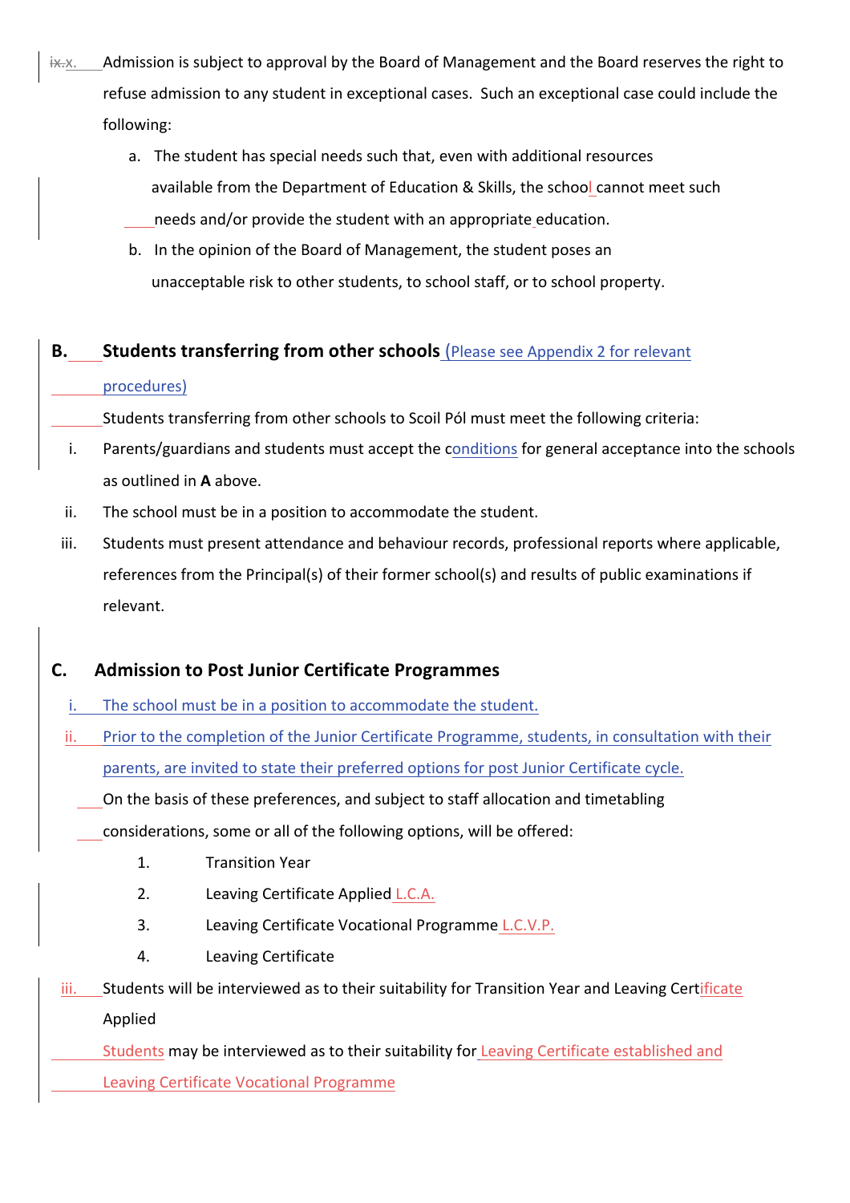x. Admission is subject to approval by the Board of Management and the Board reserves the right to refuse admission to any student in exceptional cases. Such an exceptional case could include the following:

   a. The student has special needs such that, even with additional resources available from the Department of Education & Skills, the school cannot meet such needs and/or provide the student with an appropriate education.
   b. In the opinion of the Board of Management, the student poses an unacceptable risk to other students, to school staff, or to school property.

## B. Students transferring from other schools (Please see Appendix 2 for relevant procedures)

Students transferring from other schools to Scoil Pól must meet the following criteria:

i. Parents/guardians and students must accept the conditions for general acceptance into the schools as outlined in **A** above.

ii. The school must be in a position to accommodate the student.

iii. Students must present attendance and behaviour records, professional reports where applicable, references from the Principal(s) of their former school(s) and results of public examinations if relevant.

## C. Admission to Post Junior Certificate Programmes

i. The school must be in a position to accommodate the student.

ii. Prior to the completion of the Junior Certificate Programme, students, in consultation with their parents, are invited to state their preferred options for post Junior Certificate cycle.

   On the basis of these preferences, and subject to staff allocation and timetabling considerations, some or all of the following options, will be offered:

   1. Transition Year
   2. Leaving Certificate Applied L.C.A.
   3. Leaving Certificate Vocational Programme L.C.V.P.
   4. Leaving Certificate

iii. Students will be interviewed as to their suitability for Transition Year and Leaving Certificate Applied

   Students may be interviewed as to their suitability for Leaving Certificate established and Leaving Certificate Vocational Programme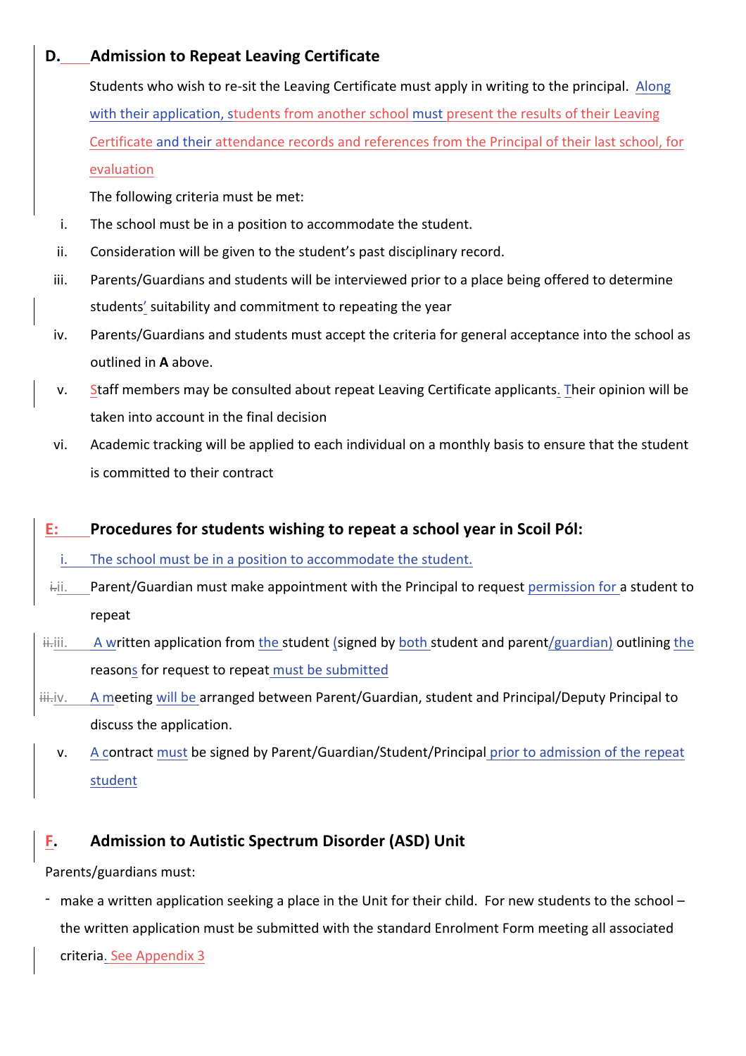## D. Admission to Repeat Leaving Certificate

Students who wish to re-sit the Leaving Certificate must apply in writing to the principal. Along with their application, students from another school must present the results of their Leaving Certificate and their attendance records and references from the Principal of their last school, for evaluation

The following criteria must be met:

i. The school must be in a position to accommodate the student.
ii. Consideration will be given to the student's past disciplinary record.
iii. Parents/Guardians and students will be interviewed prior to a place being offered to determine students' suitability and commitment to repeating the year
iv. Parents/Guardians and students must accept the criteria for general acceptance into the school as outlined in **A** above.
v. Staff members may be consulted about repeat Leaving Certificate applicants. Their opinion will be taken into account in the final decision
vi. Academic tracking will be applied to each individual on a monthly basis to ensure that the student is committed to their contract

## E: Procedures for students wishing to repeat a school year in Scoil Pól:

i. The school must be in a position to accommodate the student.
ii. Parent/Guardian must make appointment with the Principal to request permission for a student to repeat
iii. A written application from the student (signed by both student and parent/guardian) outlining the reasons for request to repeat must be submitted
iv. A meeting will be arranged between Parent/Guardian, student and Principal/Deputy Principal to discuss the application.
v. A contract must be signed by Parent/Guardian/Student/Principal prior to admission of the repeat student

## F. Admission to Autistic Spectrum Disorder (ASD) Unit

Parents/guardians must:

- make a written application seeking a place in the Unit for their child. For new students to the school – the written application must be submitted with the standard Enrolment Form meeting all associated criteria. See Appendix 3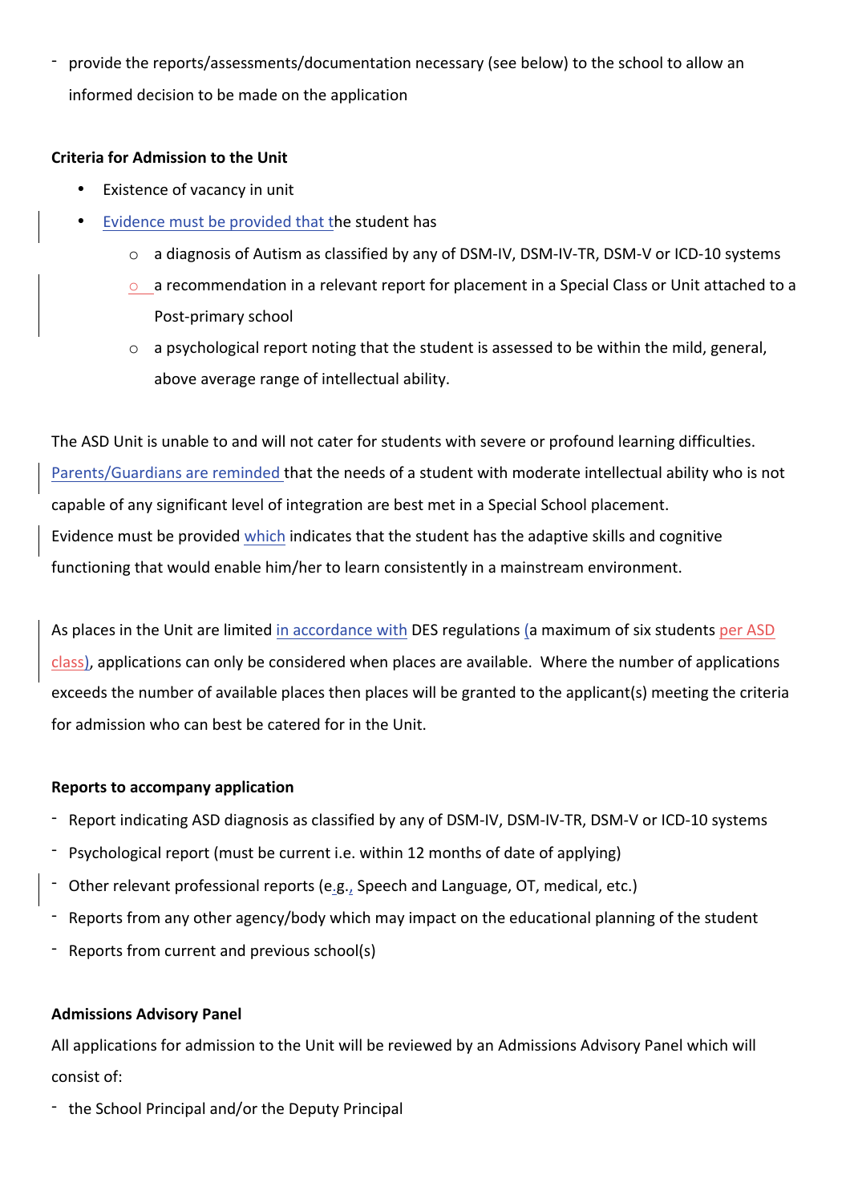- provide the reports/assessments/documentation necessary (see below) to the school to allow an informed decision to be made on the application

**Criteria for Admission to the Unit**

- Existence of vacancy in unit
- Evidence must be provided that the student has
  - a diagnosis of Autism as classified by any of DSM-IV, DSM-IV-TR, DSM-V or ICD-10 systems
  - a recommendation in a relevant report for placement in a Special Class or Unit attached to a Post-primary school
  - a psychological report noting that the student is assessed to be within the mild, general, above average range of intellectual ability.

The ASD Unit is unable to and will not cater for students with severe or profound learning difficulties. Parents/Guardians are reminded that the needs of a student with moderate intellectual ability who is not capable of any significant level of integration are best met in a Special School placement. Evidence must be provided which indicates that the student has the adaptive skills and cognitive functioning that would enable him/her to learn consistently in a mainstream environment.

As places in the Unit are limited in accordance with DES regulations (a maximum of six students per ASD class), applications can only be considered when places are available. Where the number of applications exceeds the number of available places then places will be granted to the applicant(s) meeting the criteria for admission who can best be catered for in the Unit.

**Reports to accompany application**

- Report indicating ASD diagnosis as classified by any of DSM-IV, DSM-IV-TR, DSM-V or ICD-10 systems
- Psychological report (must be current i.e. within 12 months of date of applying)
- Other relevant professional reports (e.g., Speech and Language, OT, medical, etc.)
- Reports from any other agency/body which may impact on the educational planning of the student
- Reports from current and previous school(s)

**Admissions Advisory Panel**

All applications for admission to the Unit will be reviewed by an Admissions Advisory Panel which will consist of:

- the School Principal and/or the Deputy Principal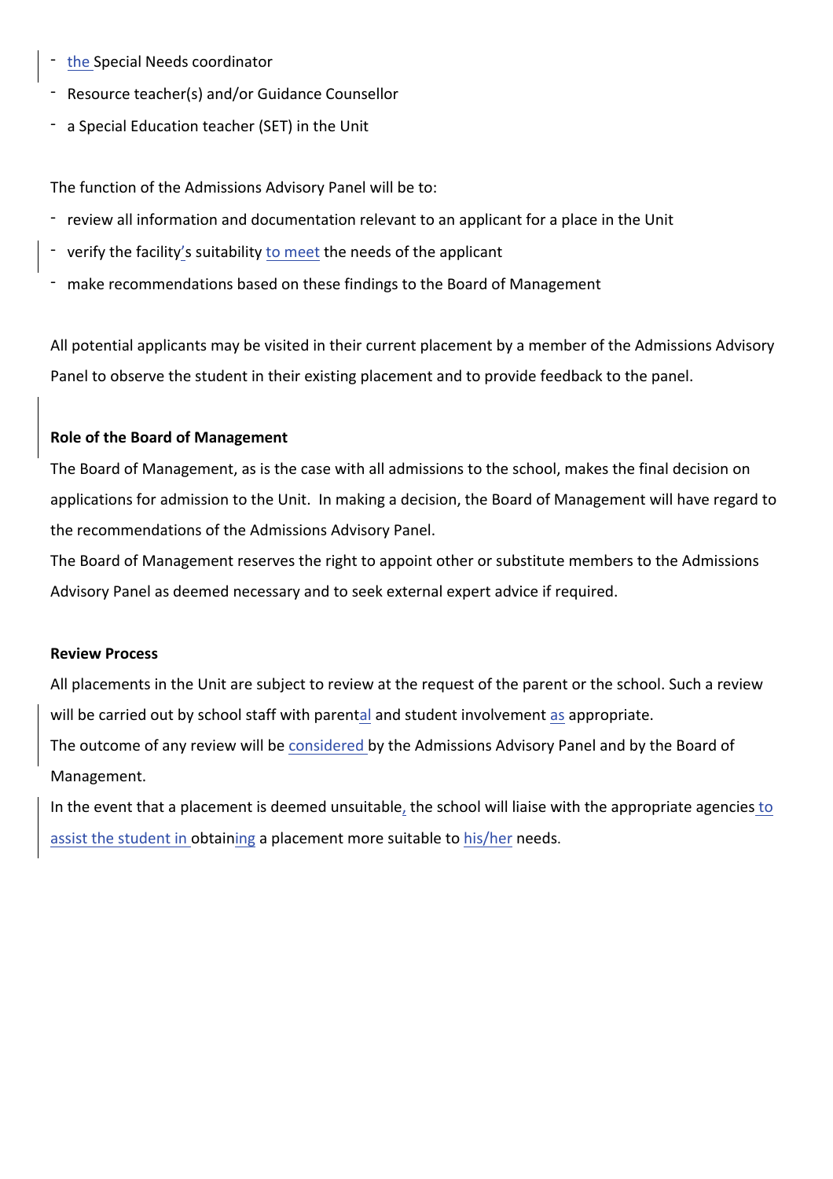- the Special Needs coordinator
- Resource teacher(s) and/or Guidance Counsellor
- a Special Education teacher (SET) in the Unit

The function of the Admissions Advisory Panel will be to:

- review all information and documentation relevant to an applicant for a place in the Unit
- verify the facility's suitability to meet the needs of the applicant
- make recommendations based on these findings to the Board of Management

All potential applicants may be visited in their current placement by a member of the Admissions Advisory Panel to observe the student in their existing placement and to provide feedback to the panel.

**Role of the Board of Management**

The Board of Management, as is the case with all admissions to the school, makes the final decision on applications for admission to the Unit. In making a decision, the Board of Management will have regard to the recommendations of the Admissions Advisory Panel.

The Board of Management reserves the right to appoint other or substitute members to the Admissions Advisory Panel as deemed necessary and to seek external expert advice if required.

**Review Process**

All placements in the Unit are subject to review at the request of the parent or the school. Such a review will be carried out by school staff with parental and student involvement as appropriate.

The outcome of any review will be considered by the Admissions Advisory Panel and by the Board of Management.

In the event that a placement is deemed unsuitable, the school will liaise with the appropriate agencies to assist the student in obtaining a placement more suitable to his/her needs.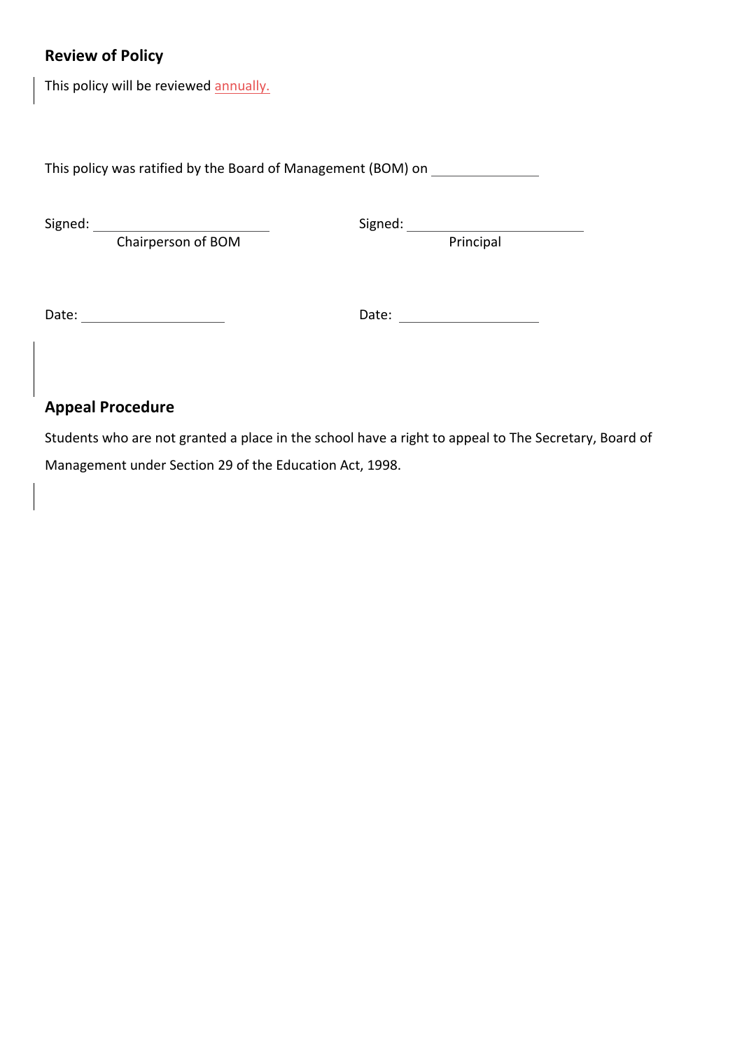## Review of Policy

This policy will be reviewed annually.

This policy was ratified by the Board of Management (BOM) on \_\_\_\_\_\_\_\_\_\_\_\_\_\_

Signed: \_\_\_\_\_\_\_\_\_\_\_\_\_\_\_\_\_\_\_\_\_\_\_
Chairperson of BOM

Signed: \_\_\_\_\_\_\_\_\_\_\_\_\_\_\_\_\_\_\_\_\_\_\_
Principal

Date: \_\_\_\_\_\_\_\_\_\_\_\_\_\_\_\_\_\_\_

Date: \_\_\_\_\_\_\_\_\_\_\_\_\_\_\_\_\_\_\_

## Appeal Procedure

Students who are not granted a place in the school have a right to appeal to The Secretary, Board of Management under Section 29 of the Education Act, 1998.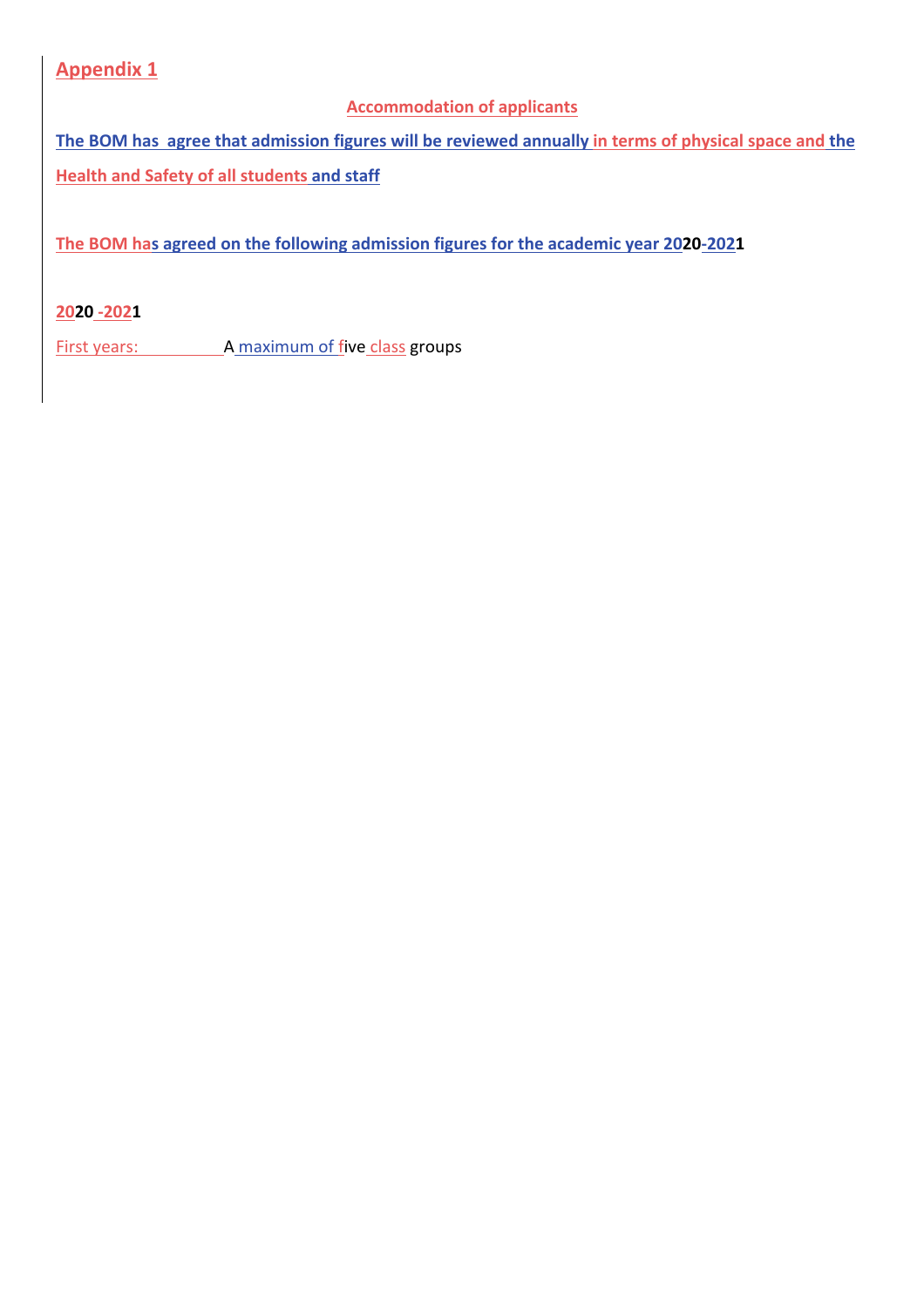## Appendix 1

**Accommodation of applicants**

**The BOM has  agree that admission figures will be reviewed annually in terms of physical space and the Health and Safety of all students and staff**

**The BOM has agreed on the following admission figures for the academic year 2020-2021**

**2020 -2021**

First years: A maximum of five class groups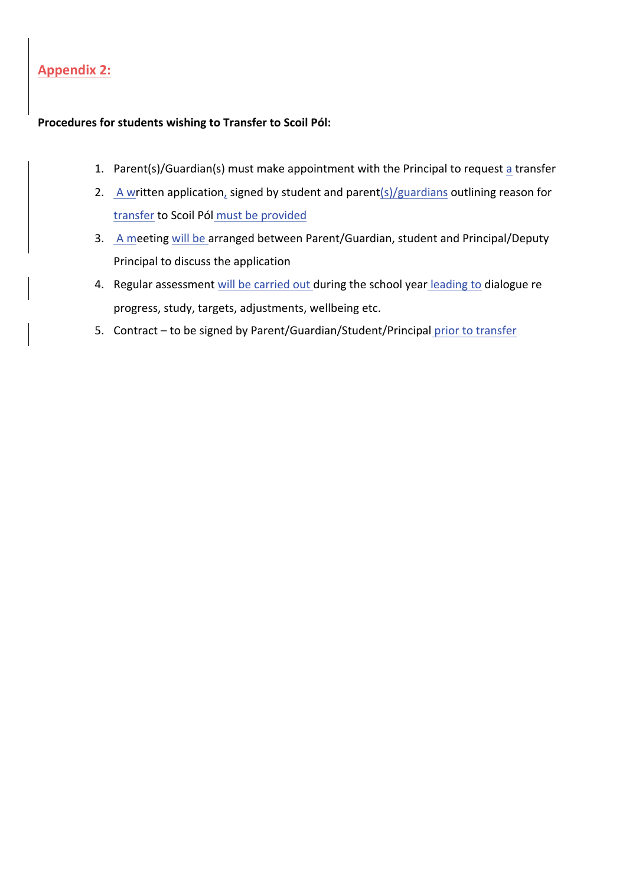## Appendix 2:

**Procedures for students wishing to Transfer to Scoil Pól:**

1. Parent(s)/Guardian(s) must make appointment with the Principal to request a transfer
2. A written application, signed by student and parent(s)/guardians outlining reason for transfer to Scoil Pól must be provided
3. A meeting will be arranged between Parent/Guardian, student and Principal/Deputy Principal to discuss the application
4. Regular assessment will be carried out during the school year leading to dialogue re progress, study, targets, adjustments, wellbeing etc.
5. Contract – to be signed by Parent/Guardian/Student/Principal prior to transfer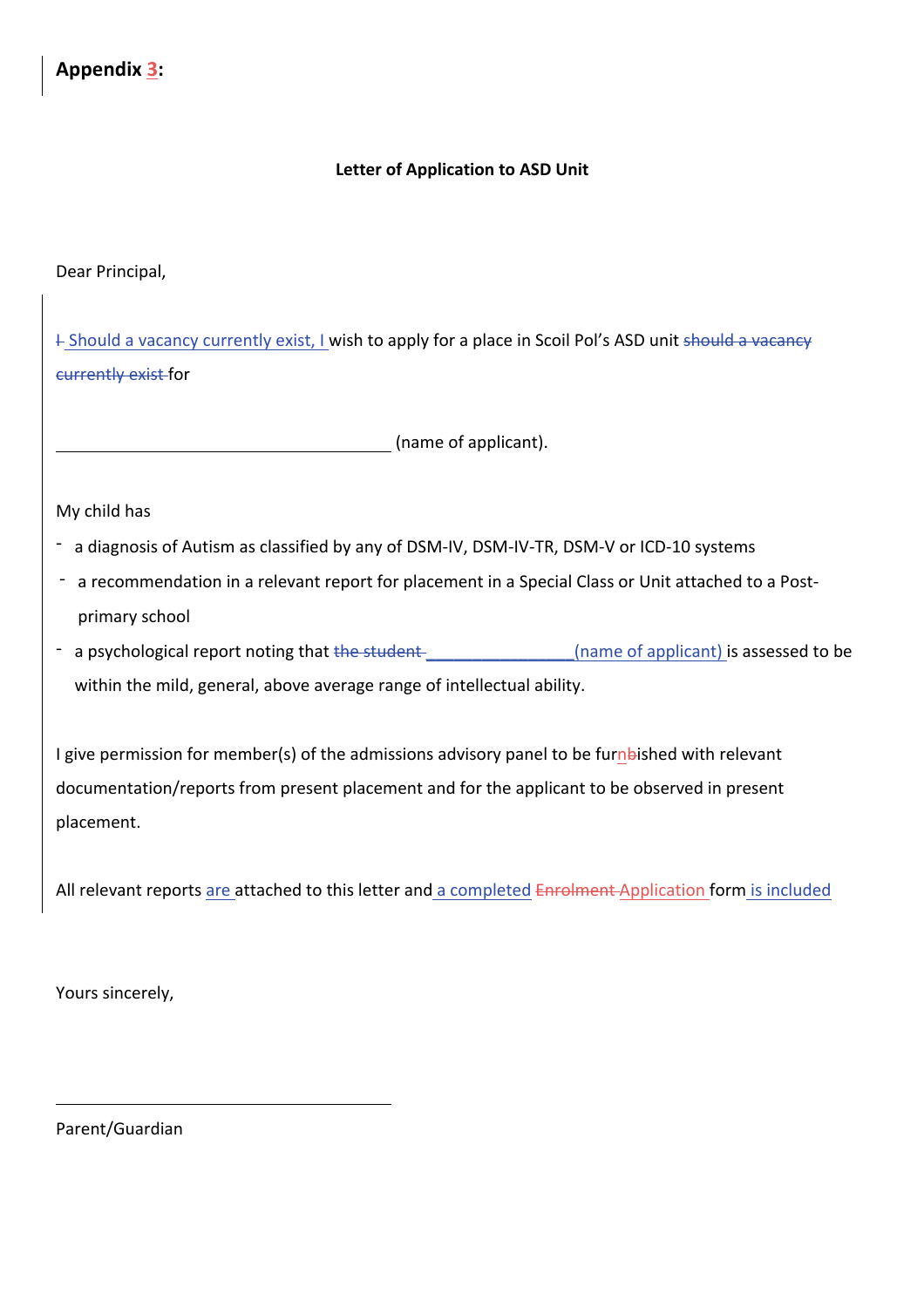## Appendix 3:

**Letter of Application to ASD Unit**

Dear Principal,

Should a vacancy currently exist, I wish to apply for a place in Scoil Pol's ASD unit for

_______________________________________ (name of applicant).

My child has

- a diagnosis of Autism as classified by any of DSM-IV, DSM-IV-TR, DSM-V or ICD-10 systems
- a recommendation in a relevant report for placement in a Special Class or Unit attached to a Post-primary school
- a psychological report noting that _________________(name of applicant) is assessed to be within the mild, general, above average range of intellectual ability.

I give permission for member(s) of the admissions advisory panel to be furnished with relevant documentation/reports from present placement and for the applicant to be observed in present placement.

All relevant reports are attached to this letter and a completed Application form is included

Yours sincerely,

_______________________________________

Parent/Guardian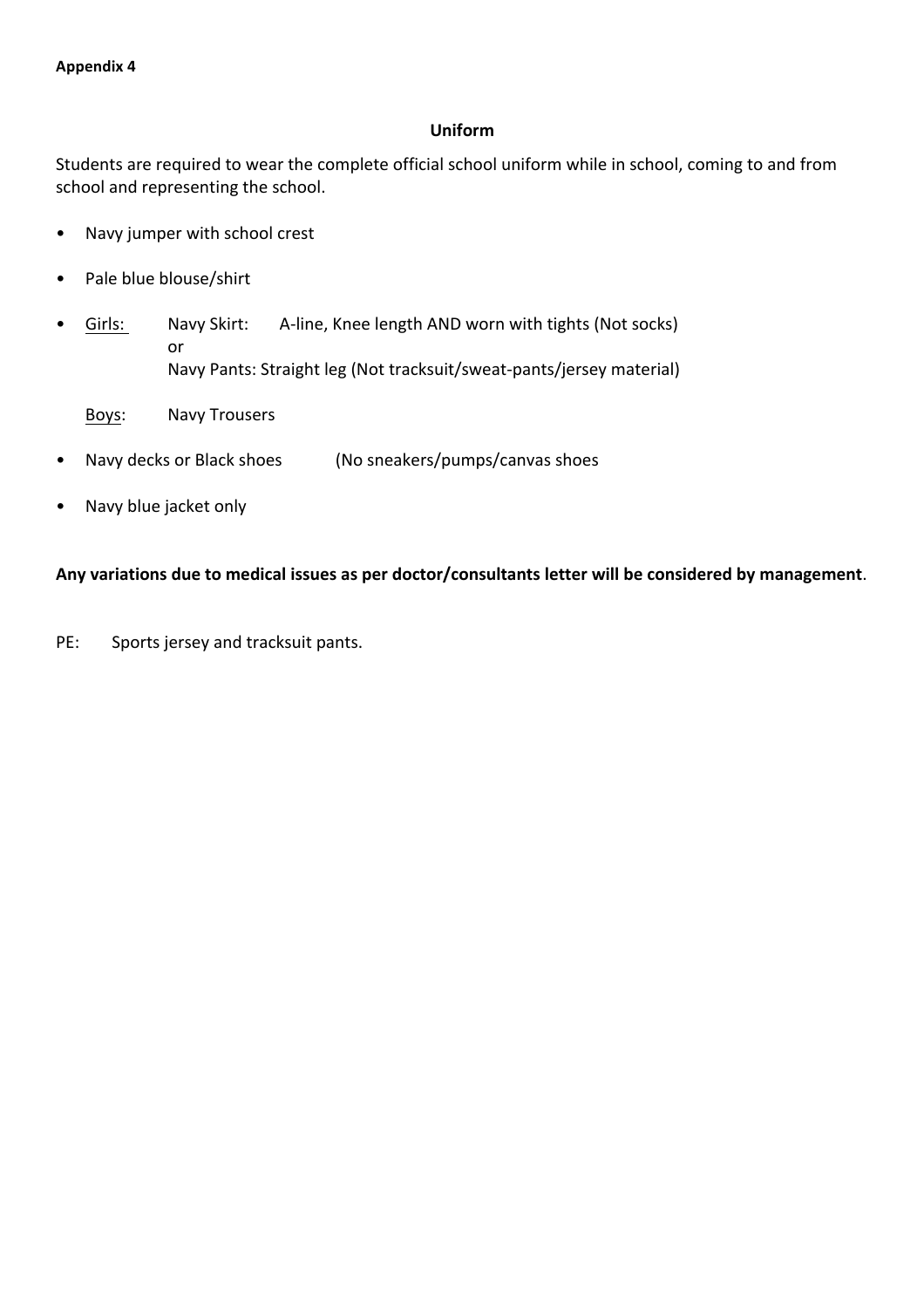**Appendix 4**

## Uniform

Students are required to wear the complete official school uniform while in school, coming to and from school and representing the school.

- Navy jumper with school crest
- Pale blue blouse/shirt
- Girls: Navy Skirt: A-line, Knee length AND worn with tights (Not socks)
  or
  Navy Pants: Straight leg (Not tracksuit/sweat-pants/jersey material)

  Boys: Navy Trousers
- Navy decks or Black shoes (No sneakers/pumps/canvas shoes
- Navy blue jacket only

**Any variations due to medical issues as per doctor/consultants letter will be considered by management**.

PE: Sports jersey and tracksuit pants.